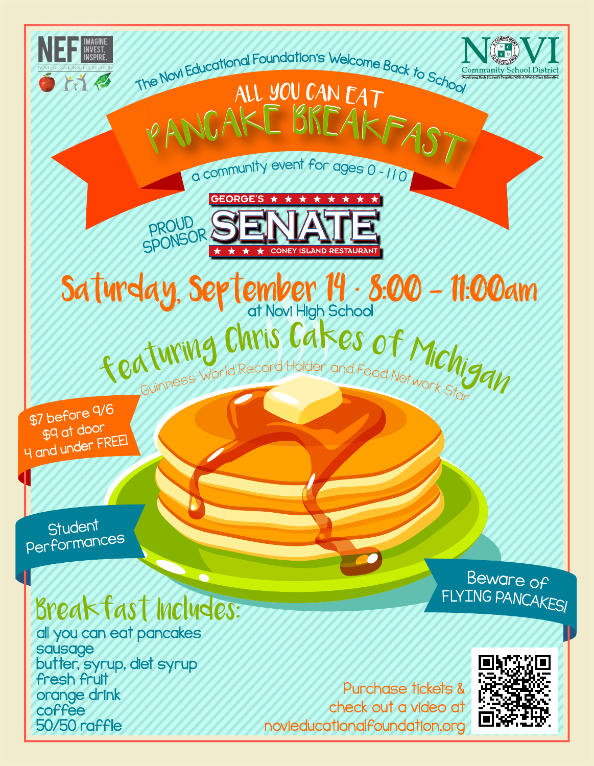NEF IMAGINE. INVEST. INSPIRE.
NOVI EDUCATIONAL FOUNDATION

NOVI Community School District
Developing Each Student's Potential With A World-Class Education

The Novi Educational Foundation's Welcome Back to School

# ALL YOU CAN EAT PANCAKE BREAKFAST

a community event for ages 0 - 110

PROUD SPONSOR

GEORGE'S SENATE CONEY ISLAND RESTAURANT

## Saturday, September 14 · 8:00 – 11:00am

at Novi High School

## featuring Chris Cakes of Michigan

Guinness World Record Holder and Food Network Star

$7 before 9/6
$9 at door
4 and under FREE!

Student Performances

Beware of FLYING PANCAKES!

## Breakfast Includes:

all you can eat pancakes
sausage
butter, syrup, diet syrup
fresh fruit
orange drink
coffee
50/50 raffle

Purchase tickets & check out a video at novieducationalfoundation.org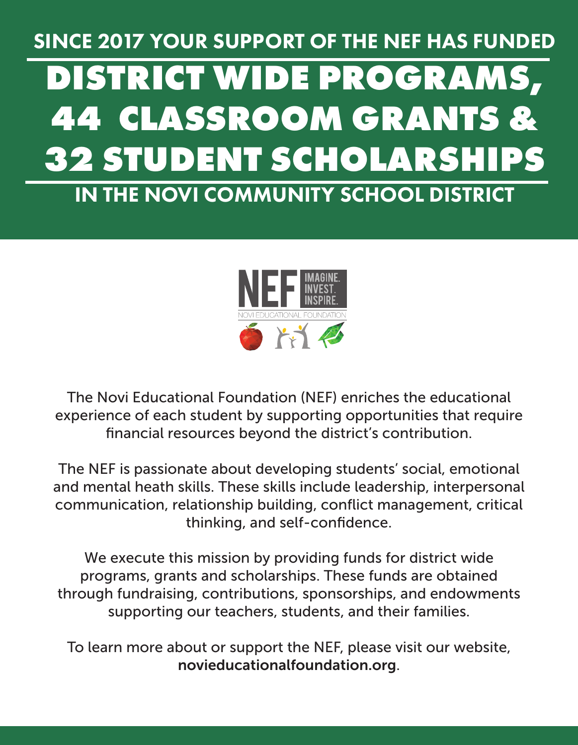SINCE 2017 YOUR SUPPORT OF THE NEF HAS FUNDED

# DISTRICT WIDE PROGRAMS, 44 CLASSROOM GRANTS & 32 STUDENT SCHOLARSHIPS

IN THE NOVI COMMUNITY SCHOOL DISTRICT

NEF IMAGINE. INVEST. INSPIRE.
NOVI EDUCATIONAL FOUNDATION

The Novi Educational Foundation (NEF) enriches the educational experience of each student by supporting opportunities that require financial resources beyond the district's contribution.

The NEF is passionate about developing students' social, emotional and mental heath skills. These skills include leadership, interpersonal communication, relationship building, conflict management, critical thinking, and self-confidence.

We execute this mission by providing funds for district wide programs, grants and scholarships. These funds are obtained through fundraising, contributions, sponsorships, and endowments supporting our teachers, students, and their families.

To learn more about or support the NEF, please visit our website, **novieducationalfoundation.org**.